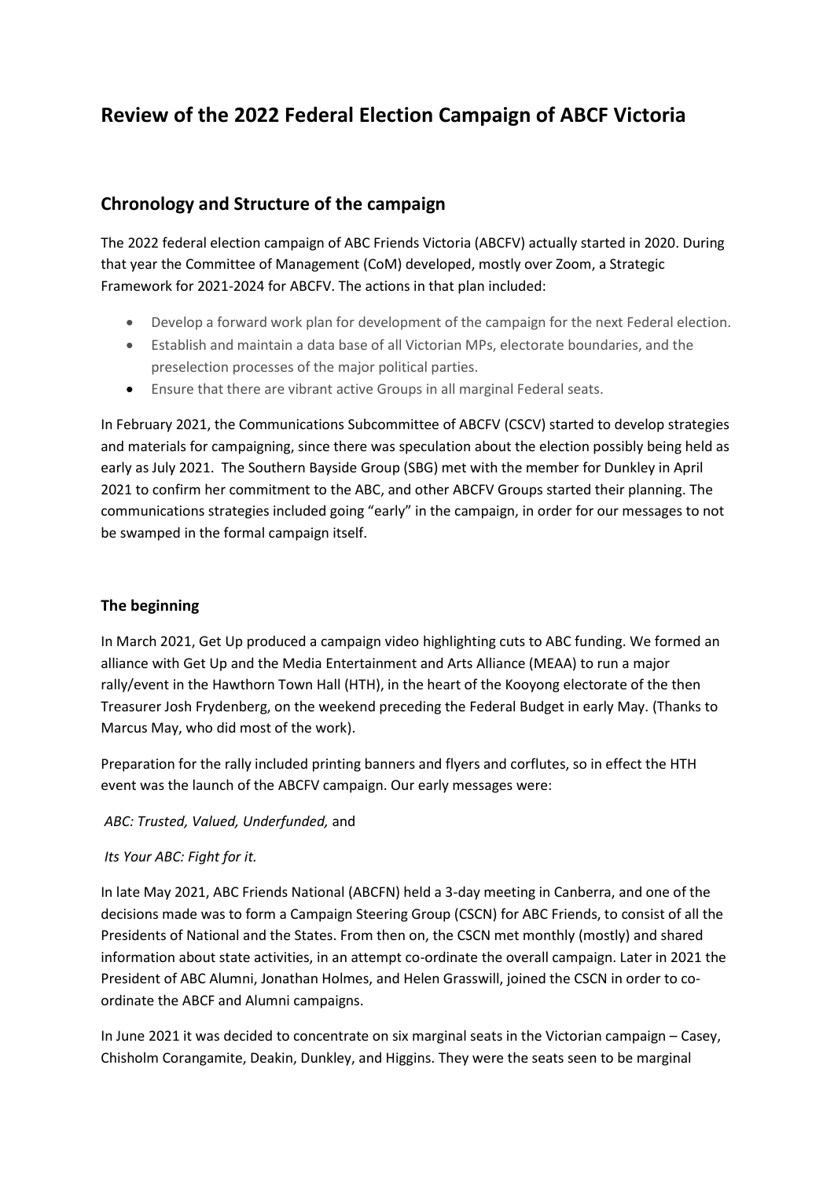# Review of the 2022 Federal Election Campaign of ABCF Victoria

## Chronology and Structure of the campaign

The 2022 federal election campaign of ABC Friends Victoria (ABCFV) actually started in 2020. During that year the Committee of Management (CoM) developed, mostly over Zoom, a Strategic Framework for 2021-2024 for ABCFV. The actions in that plan included:

- Develop a forward work plan for development of the campaign for the next Federal election.
- Establish and maintain a data base of all Victorian MPs, electorate boundaries, and the preselection processes of the major political parties.
- Ensure that there are vibrant active Groups in all marginal Federal seats.

In February 2021, the Communications Subcommittee of ABCFV (CSCV) started to develop strategies and materials for campaigning, since there was speculation about the election possibly being held as early as July 2021. The Southern Bayside Group (SBG) met with the member for Dunkley in April 2021 to confirm her commitment to the ABC, and other ABCFV Groups started their planning. The communications strategies included going "early" in the campaign, in order for our messages to not be swamped in the formal campaign itself.

### The beginning

In March 2021, Get Up produced a campaign video highlighting cuts to ABC funding. We formed an alliance with Get Up and the Media Entertainment and Arts Alliance (MEAA) to run a major rally/event in the Hawthorn Town Hall (HTH), in the heart of the Kooyong electorate of the then Treasurer Josh Frydenberg, on the weekend preceding the Federal Budget in early May. (Thanks to Marcus May, who did most of the work).

Preparation for the rally included printing banners and flyers and corflutes, so in effect the HTH event was the launch of the ABCFV campaign. Our early messages were:

*ABC: Trusted, Valued, Underfunded,* and

*Its Your ABC: Fight for it.*

In late May 2021, ABC Friends National (ABCFN) held a 3-day meeting in Canberra, and one of the decisions made was to form a Campaign Steering Group (CSCN) for ABC Friends, to consist of all the Presidents of National and the States. From then on, the CSCN met monthly (mostly) and shared information about state activities, in an attempt co-ordinate the overall campaign. Later in 2021 the President of ABC Alumni, Jonathan Holmes, and Helen Grasswill, joined the CSCN in order to co-ordinate the ABCF and Alumni campaigns.

In June 2021 it was decided to concentrate on six marginal seats in the Victorian campaign – Casey, Chisholm Corangamite, Deakin, Dunkley, and Higgins. They were the seats seen to be marginal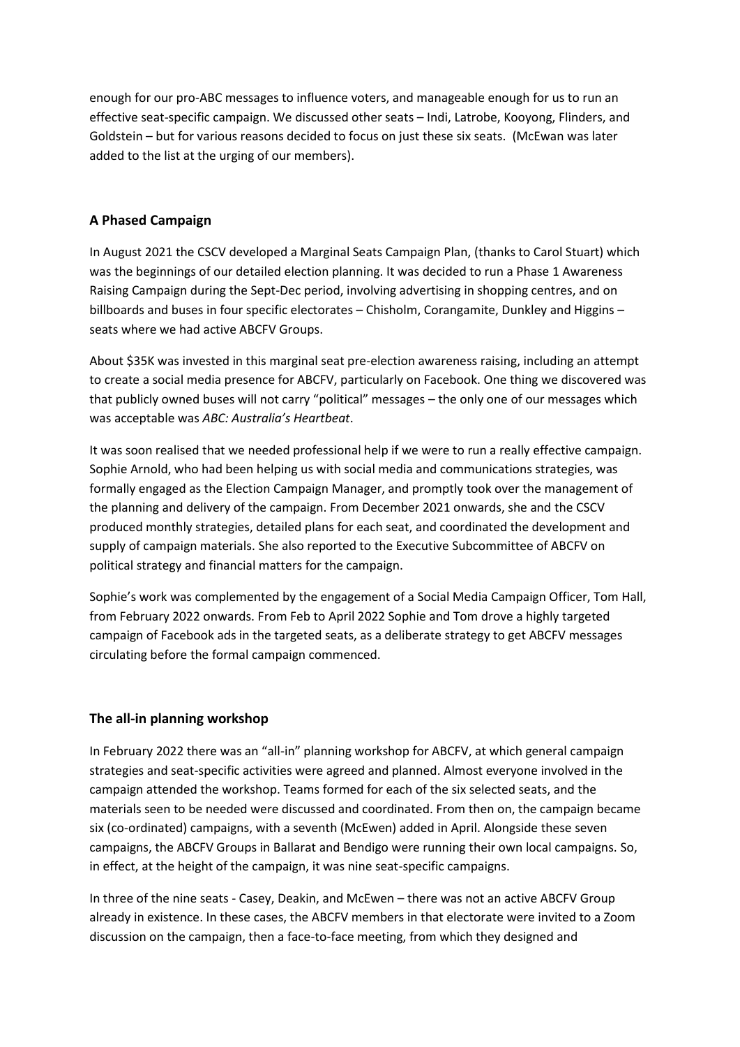enough for our pro-ABC messages to influence voters, and manageable enough for us to run an effective seat-specific campaign. We discussed other seats – Indi, Latrobe, Kooyong, Flinders, and Goldstein – but for various reasons decided to focus on just these six seats. (McEwan was later added to the list at the urging of our members).

## A Phased Campaign

In August 2021 the CSCV developed a Marginal Seats Campaign Plan, (thanks to Carol Stuart) which was the beginnings of our detailed election planning. It was decided to run a Phase 1 Awareness Raising Campaign during the Sept-Dec period, involving advertising in shopping centres, and on billboards and buses in four specific electorates – Chisholm, Corangamite, Dunkley and Higgins – seats where we had active ABCFV Groups.

About $35K was invested in this marginal seat pre-election awareness raising, including an attempt to create a social media presence for ABCFV, particularly on Facebook. One thing we discovered was that publicly owned buses will not carry "political" messages – the only one of our messages which was acceptable was *ABC: Australia's Heartbeat*.

It was soon realised that we needed professional help if we were to run a really effective campaign. Sophie Arnold, who had been helping us with social media and communications strategies, was formally engaged as the Election Campaign Manager, and promptly took over the management of the planning and delivery of the campaign. From December 2021 onwards, she and the CSCV produced monthly strategies, detailed plans for each seat, and coordinated the development and supply of campaign materials. She also reported to the Executive Subcommittee of ABCFV on political strategy and financial matters for the campaign.

Sophie's work was complemented by the engagement of a Social Media Campaign Officer, Tom Hall, from February 2022 onwards. From Feb to April 2022 Sophie and Tom drove a highly targeted campaign of Facebook ads in the targeted seats, as a deliberate strategy to get ABCFV messages circulating before the formal campaign commenced.

## The all-in planning workshop

In February 2022 there was an "all-in" planning workshop for ABCFV, at which general campaign strategies and seat-specific activities were agreed and planned. Almost everyone involved in the campaign attended the workshop. Teams formed for each of the six selected seats, and the materials seen to be needed were discussed and coordinated. From then on, the campaign became six (co-ordinated) campaigns, with a seventh (McEwen) added in April. Alongside these seven campaigns, the ABCFV Groups in Ballarat and Bendigo were running their own local campaigns. So, in effect, at the height of the campaign, it was nine seat-specific campaigns.

In three of the nine seats - Casey, Deakin, and McEwen – there was not an active ABCFV Group already in existence. In these cases, the ABCFV members in that electorate were invited to a Zoom discussion on the campaign, then a face-to-face meeting, from which they designed and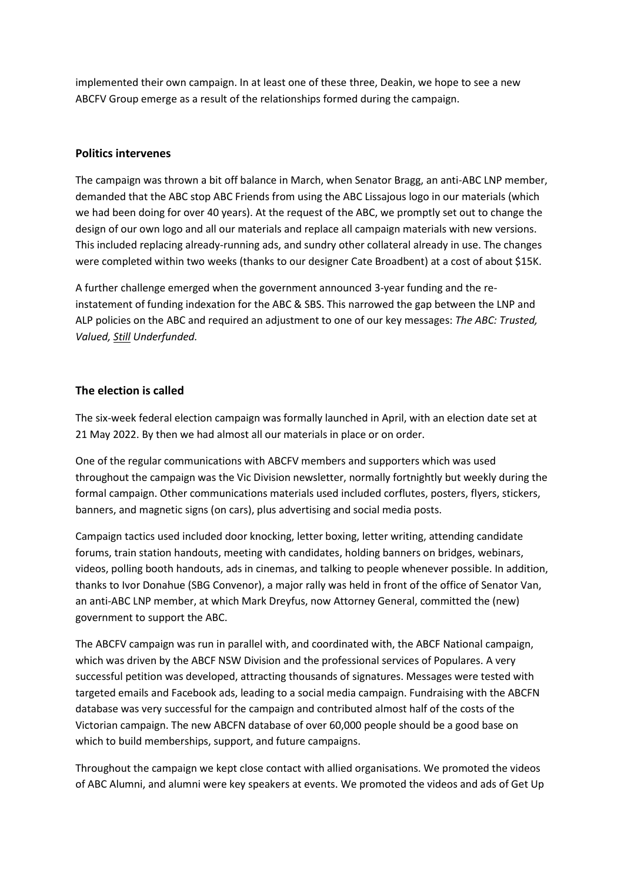implemented their own campaign. In at least one of these three, Deakin, we hope to see a new ABCFV Group emerge as a result of the relationships formed during the campaign.

## Politics intervenes

The campaign was thrown a bit off balance in March, when Senator Bragg, an anti-ABC LNP member, demanded that the ABC stop ABC Friends from using the ABC Lissajous logo in our materials (which we had been doing for over 40 years). At the request of the ABC, we promptly set out to change the design of our own logo and all our materials and replace all campaign materials with new versions. This included replacing already-running ads, and sundry other collateral already in use. The changes were completed within two weeks (thanks to our designer Cate Broadbent) at a cost of about $15K.

A further challenge emerged when the government announced 3-year funding and the re-instatement of funding indexation for the ABC & SBS. This narrowed the gap between the LNP and ALP policies on the ABC and required an adjustment to one of our key messages: *The ABC: Trusted, Valued, <u>Still</u> Underfunded.*

## The election is called

The six-week federal election campaign was formally launched in April, with an election date set at 21 May 2022. By then we had almost all our materials in place or on order.

One of the regular communications with ABCFV members and supporters which was used throughout the campaign was the Vic Division newsletter, normally fortnightly but weekly during the formal campaign. Other communications materials used included corflutes, posters, flyers, stickers, banners, and magnetic signs (on cars), plus advertising and social media posts.

Campaign tactics used included door knocking, letter boxing, letter writing, attending candidate forums, train station handouts, meeting with candidates, holding banners on bridges, webinars, videos, polling booth handouts, ads in cinemas, and talking to people whenever possible. In addition, thanks to Ivor Donahue (SBG Convenor), a major rally was held in front of the office of Senator Van, an anti-ABC LNP member, at which Mark Dreyfus, now Attorney General, committed the (new) government to support the ABC.

The ABCFV campaign was run in parallel with, and coordinated with, the ABCF National campaign, which was driven by the ABCF NSW Division and the professional services of Populares. A very successful petition was developed, attracting thousands of signatures. Messages were tested with targeted emails and Facebook ads, leading to a social media campaign. Fundraising with the ABCFN database was very successful for the campaign and contributed almost half of the costs of the Victorian campaign. The new ABCFN database of over 60,000 people should be a good base on which to build memberships, support, and future campaigns.

Throughout the campaign we kept close contact with allied organisations. We promoted the videos of ABC Alumni, and alumni were key speakers at events. We promoted the videos and ads of Get Up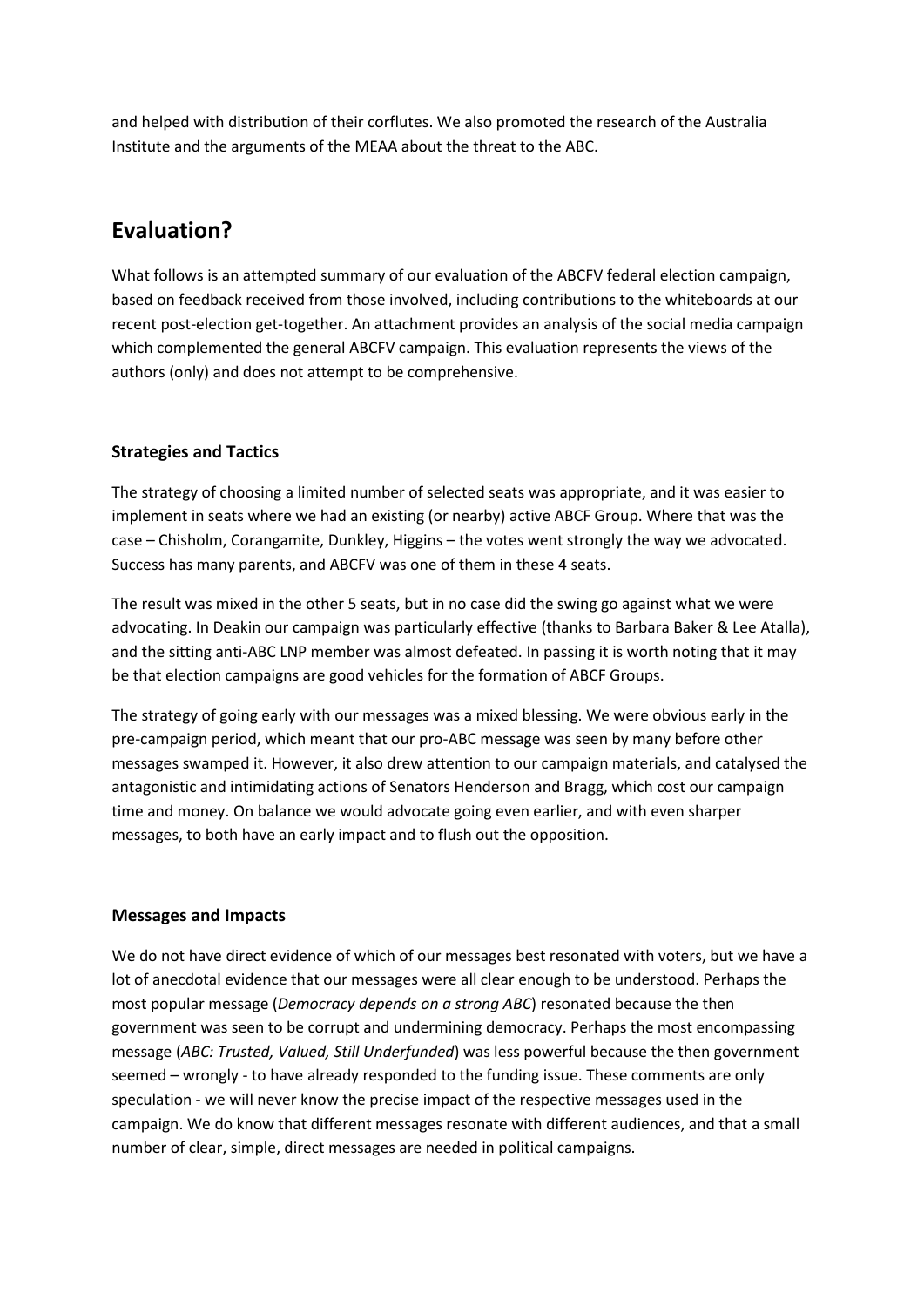and helped with distribution of their corflutes. We also promoted the research of the Australia Institute and the arguments of the MEAA about the threat to the ABC.

## Evaluation?

What follows is an attempted summary of our evaluation of the ABCFV federal election campaign, based on feedback received from those involved, including contributions to the whiteboards at our recent post-election get-together. An attachment provides an analysis of the social media campaign which complemented the general ABCFV campaign. This evaluation represents the views of the authors (only) and does not attempt to be comprehensive.

### Strategies and Tactics

The strategy of choosing a limited number of selected seats was appropriate, and it was easier to implement in seats where we had an existing (or nearby) active ABCF Group. Where that was the case – Chisholm, Corangamite, Dunkley, Higgins – the votes went strongly the way we advocated. Success has many parents, and ABCFV was one of them in these 4 seats.

The result was mixed in the other 5 seats, but in no case did the swing go against what we were advocating. In Deakin our campaign was particularly effective (thanks to Barbara Baker & Lee Atalla), and the sitting anti-ABC LNP member was almost defeated. In passing it is worth noting that it may be that election campaigns are good vehicles for the formation of ABCF Groups.

The strategy of going early with our messages was a mixed blessing. We were obvious early in the pre-campaign period, which meant that our pro-ABC message was seen by many before other messages swamped it. However, it also drew attention to our campaign materials, and catalysed the antagonistic and intimidating actions of Senators Henderson and Bragg, which cost our campaign time and money. On balance we would advocate going even earlier, and with even sharper messages, to both have an early impact and to flush out the opposition.

### Messages and Impacts

We do not have direct evidence of which of our messages best resonated with voters, but we have a lot of anecdotal evidence that our messages were all clear enough to be understood. Perhaps the most popular message (*Democracy depends on a strong ABC*) resonated because the then government was seen to be corrupt and undermining democracy. Perhaps the most encompassing message (*ABC: Trusted, Valued, Still Underfunded*) was less powerful because the then government seemed – wrongly - to have already responded to the funding issue. These comments are only speculation - we will never know the precise impact of the respective messages used in the campaign. We do know that different messages resonate with different audiences, and that a small number of clear, simple, direct messages are needed in political campaigns.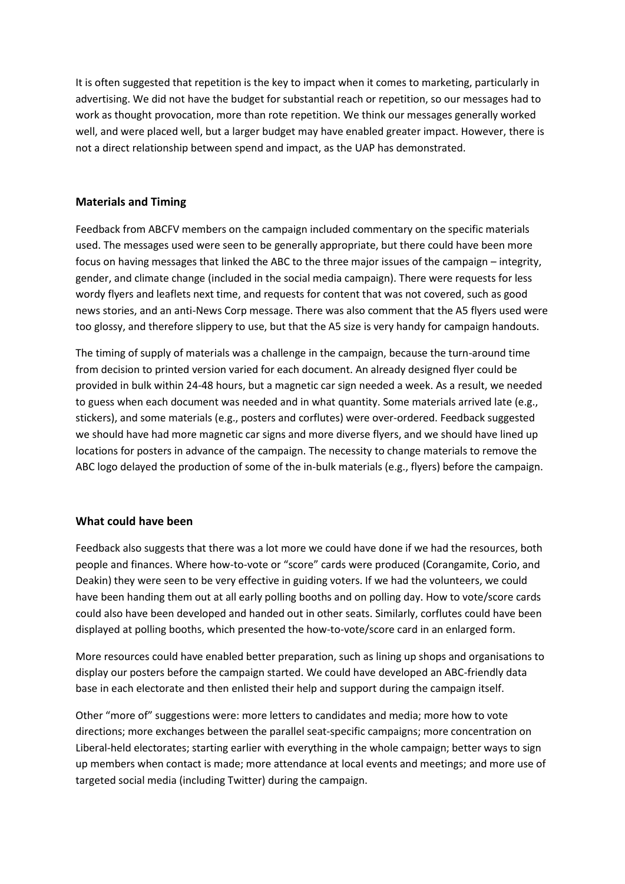It is often suggested that repetition is the key to impact when it comes to marketing, particularly in advertising. We did not have the budget for substantial reach or repetition, so our messages had to work as thought provocation, more than rote repetition. We think our messages generally worked well, and were placed well, but a larger budget may have enabled greater impact. However, there is not a direct relationship between spend and impact, as the UAP has demonstrated.

### Materials and Timing

Feedback from ABCFV members on the campaign included commentary on the specific materials used. The messages used were seen to be generally appropriate, but there could have been more focus on having messages that linked the ABC to the three major issues of the campaign – integrity, gender, and climate change (included in the social media campaign). There were requests for less wordy flyers and leaflets next time, and requests for content that was not covered, such as good news stories, and an anti-News Corp message. There was also comment that the A5 flyers used were too glossy, and therefore slippery to use, but that the A5 size is very handy for campaign handouts.

The timing of supply of materials was a challenge in the campaign, because the turn-around time from decision to printed version varied for each document. An already designed flyer could be provided in bulk within 24-48 hours, but a magnetic car sign needed a week. As a result, we needed to guess when each document was needed and in what quantity. Some materials arrived late (e.g., stickers), and some materials (e.g., posters and corflutes) were over-ordered. Feedback suggested we should have had more magnetic car signs and more diverse flyers, and we should have lined up locations for posters in advance of the campaign. The necessity to change materials to remove the ABC logo delayed the production of some of the in-bulk materials (e.g., flyers) before the campaign.

### What could have been

Feedback also suggests that there was a lot more we could have done if we had the resources, both people and finances. Where how-to-vote or "score" cards were produced (Corangamite, Corio, and Deakin) they were seen to be very effective in guiding voters. If we had the volunteers, we could have been handing them out at all early polling booths and on polling day. How to vote/score cards could also have been developed and handed out in other seats. Similarly, corflutes could have been displayed at polling booths, which presented the how-to-vote/score card in an enlarged form.

More resources could have enabled better preparation, such as lining up shops and organisations to display our posters before the campaign started. We could have developed an ABC-friendly data base in each electorate and then enlisted their help and support during the campaign itself.

Other "more of" suggestions were: more letters to candidates and media; more how to vote directions; more exchanges between the parallel seat-specific campaigns; more concentration on Liberal-held electorates; starting earlier with everything in the whole campaign; better ways to sign up members when contact is made; more attendance at local events and meetings; and more use of targeted social media (including Twitter) during the campaign.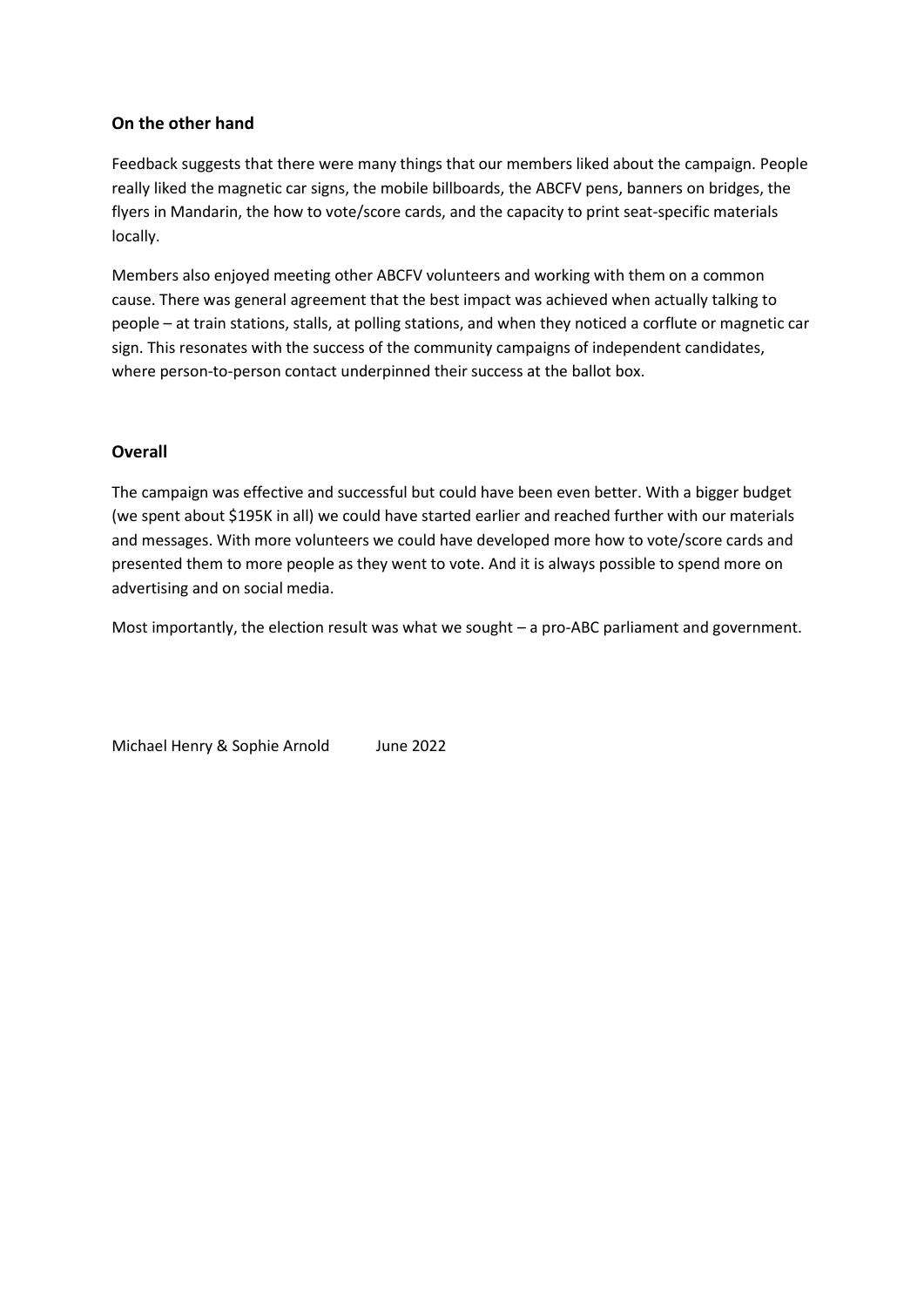## On the other hand

Feedback suggests that there were many things that our members liked about the campaign. People really liked the magnetic car signs, the mobile billboards, the ABCFV pens, banners on bridges, the flyers in Mandarin, the how to vote/score cards, and the capacity to print seat-specific materials locally.

Members also enjoyed meeting other ABCFV volunteers and working with them on a common cause. There was general agreement that the best impact was achieved when actually talking to people – at train stations, stalls, at polling stations, and when they noticed a corflute or magnetic car sign. This resonates with the success of the community campaigns of independent candidates, where person-to-person contact underpinned their success at the ballot box.

## Overall

The campaign was effective and successful but could have been even better. With a bigger budget (we spent about $195K in all) we could have started earlier and reached further with our materials and messages. With more volunteers we could have developed more how to vote/score cards and presented them to more people as they went to vote. And it is always possible to spend more on advertising and on social media.

Most importantly, the election result was what we sought – a pro-ABC parliament and government.

Michael Henry & Sophie Arnold June 2022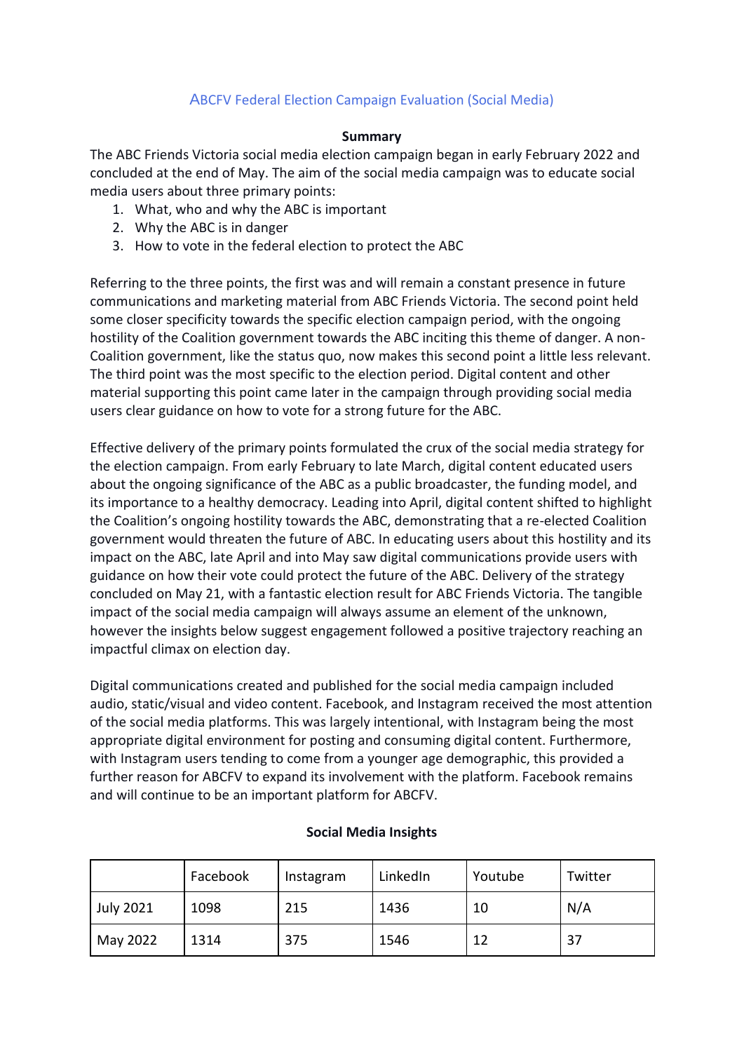# ABCFV Federal Election Campaign Evaluation (Social Media)

**Summary**

The ABC Friends Victoria social media election campaign began in early February 2022 and concluded at the end of May. The aim of the social media campaign was to educate social media users about three primary points:

1. What, who and why the ABC is important
2. Why the ABC is in danger
3. How to vote in the federal election to protect the ABC

Referring to the three points, the first was and will remain a constant presence in future communications and marketing material from ABC Friends Victoria. The second point held some closer specificity towards the specific election campaign period, with the ongoing hostility of the Coalition government towards the ABC inciting this theme of danger. A non-Coalition government, like the status quo, now makes this second point a little less relevant. The third point was the most specific to the election period. Digital content and other material supporting this point came later in the campaign through providing social media users clear guidance on how to vote for a strong future for the ABC.

Effective delivery of the primary points formulated the crux of the social media strategy for the election campaign. From early February to late March, digital content educated users about the ongoing significance of the ABC as a public broadcaster, the funding model, and its importance to a healthy democracy. Leading into April, digital content shifted to highlight the Coalition's ongoing hostility towards the ABC, demonstrating that a re-elected Coalition government would threaten the future of ABC. In educating users about this hostility and its impact on the ABC, late April and into May saw digital communications provide users with guidance on how their vote could protect the future of the ABC. Delivery of the strategy concluded on May 21, with a fantastic election result for ABC Friends Victoria. The tangible impact of the social media campaign will always assume an element of the unknown, however the insights below suggest engagement followed a positive trajectory reaching an impactful climax on election day.

Digital communications created and published for the social media campaign included audio, static/visual and video content. Facebook, and Instagram received the most attention of the social media platforms. This was largely intentional, with Instagram being the most appropriate digital environment for posting and consuming digital content. Furthermore, with Instagram users tending to come from a younger age demographic, this provided a further reason for ABCFV to expand its involvement with the platform. Facebook remains and will continue to be an important platform for ABCFV.

**Social Media Insights**

| | Facebook | Instagram | LinkedIn | Youtube | Twitter |
|---|---|---|---|---|---|
| July 2021 | 1098 | 215 | 1436 | 10 | N/A |
| May 2022 | 1314 | 375 | 1546 | 12 | 37 |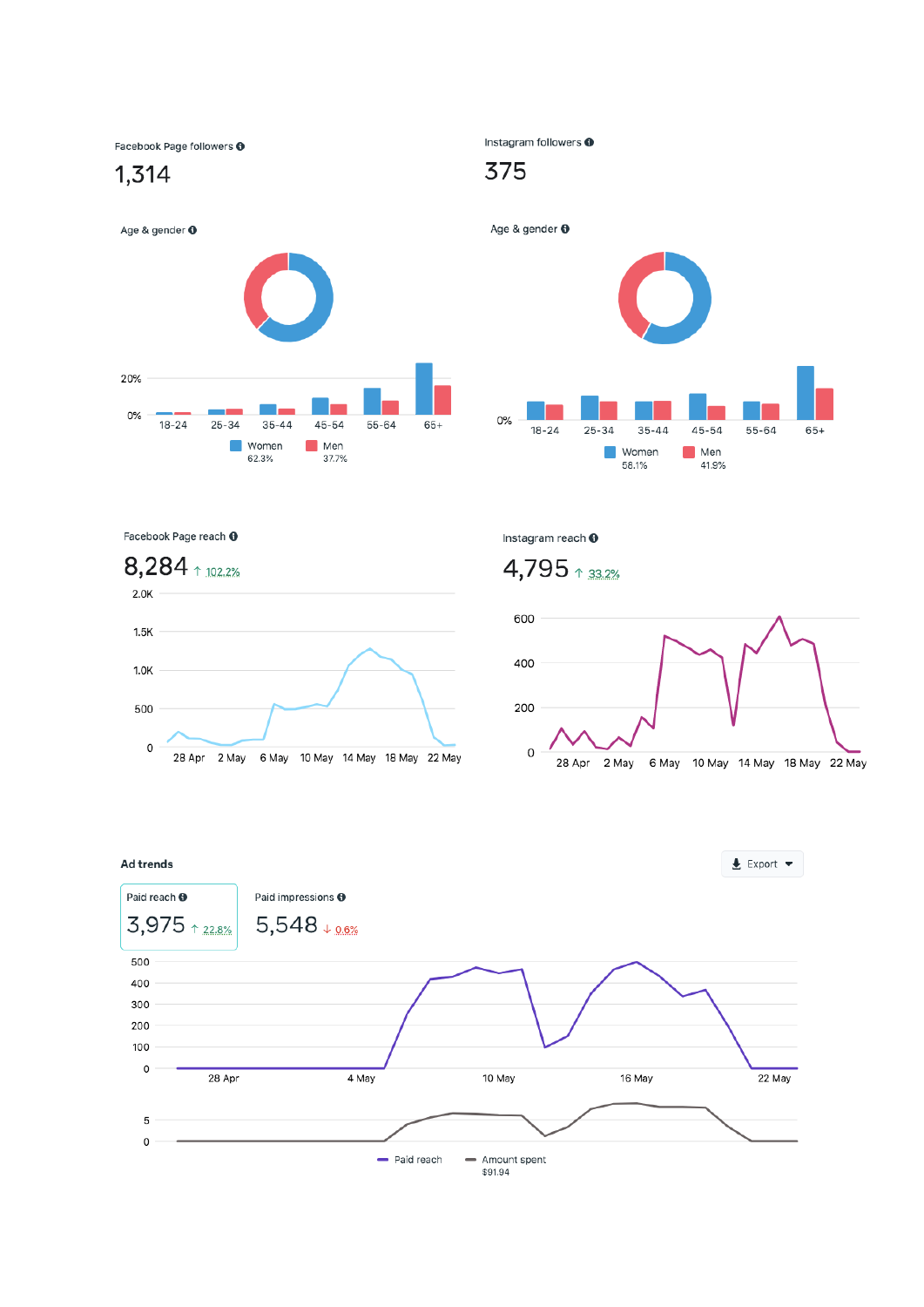Facebook Page followers

1,314

Age & gender

20%

0%

18-24 | 25-34 | 35-44 | 45-54 | 55-64 | 65+

Women 62.3%

Men 37.7%

Instagram followers

375

Age & gender

0%

18-24 | 25-34 | 35-44 | 45-54 | 55-64 | 65+

Women 58.1%

Men 41.9%

Facebook Page reach

8,284 ↑ 102.2%

2.0K
1.5K
1.0K
500
0

28 Apr | 2 May | 6 May | 10 May | 14 May | 18 May | 22 May

Instagram reach

4,795 ↑ 33.2%

600
400
200
0

28 Apr | 2 May | 6 May | 10 May | 14 May | 18 May | 22 May

**Ad trends**

Export

Paid reach

3,975 ↑ 22.8%

Paid impressions

5,548 ↓ 0.6%

500
400
300
200
100
0

28 Apr | 4 May | 10 May | 16 May | 22 May

5
0

Paid reach

Amount spent $91.94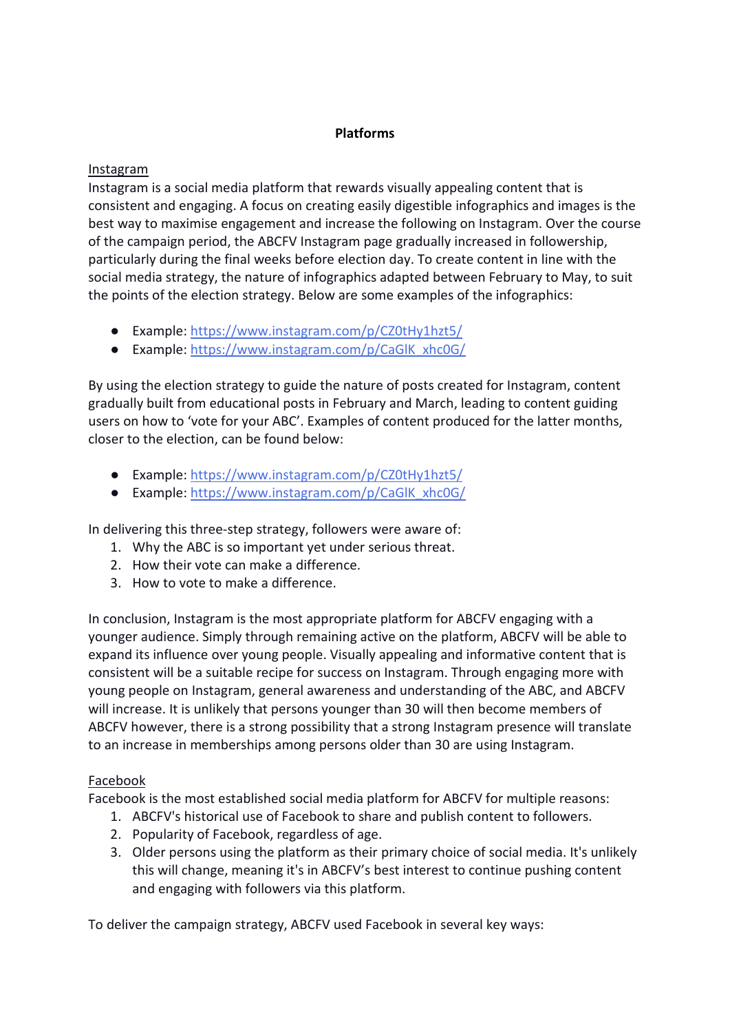**Platforms**

Instagram

Instagram is a social media platform that rewards visually appealing content that is consistent and engaging. A focus on creating easily digestible infographics and images is the best way to maximise engagement and increase the following on Instagram. Over the course of the campaign period, the ABCFV Instagram page gradually increased in followership, particularly during the final weeks before election day. To create content in line with the social media strategy, the nature of infographics adapted between February to May, to suit the points of the election strategy. Below are some examples of the infographics:

- Example: https://www.instagram.com/p/CZ0tHy1hzt5/
- Example: https://www.instagram.com/p/CaGlK_xhc0G/

By using the election strategy to guide the nature of posts created for Instagram, content gradually built from educational posts in February and March, leading to content guiding users on how to 'vote for your ABC'. Examples of content produced for the latter months, closer to the election, can be found below:

- Example: https://www.instagram.com/p/CZ0tHy1hzt5/
- Example: https://www.instagram.com/p/CaGlK_xhc0G/

In delivering this three-step strategy, followers were aware of:

1. Why the ABC is so important yet under serious threat.
2. How their vote can make a difference.
3. How to vote to make a difference.

In conclusion, Instagram is the most appropriate platform for ABCFV engaging with a younger audience. Simply through remaining active on the platform, ABCFV will be able to expand its influence over young people. Visually appealing and informative content that is consistent will be a suitable recipe for success on Instagram. Through engaging more with young people on Instagram, general awareness and understanding of the ABC, and ABCFV will increase. It is unlikely that persons younger than 30 will then become members of ABCFV however, there is a strong possibility that a strong Instagram presence will translate to an increase in memberships among persons older than 30 are using Instagram.

Facebook

Facebook is the most established social media platform for ABCFV for multiple reasons:

1. ABCFV's historical use of Facebook to share and publish content to followers.
2. Popularity of Facebook, regardless of age.
3. Older persons using the platform as their primary choice of social media. It's unlikely this will change, meaning it's in ABCFV's best interest to continue pushing content and engaging with followers via this platform.

To deliver the campaign strategy, ABCFV used Facebook in several key ways: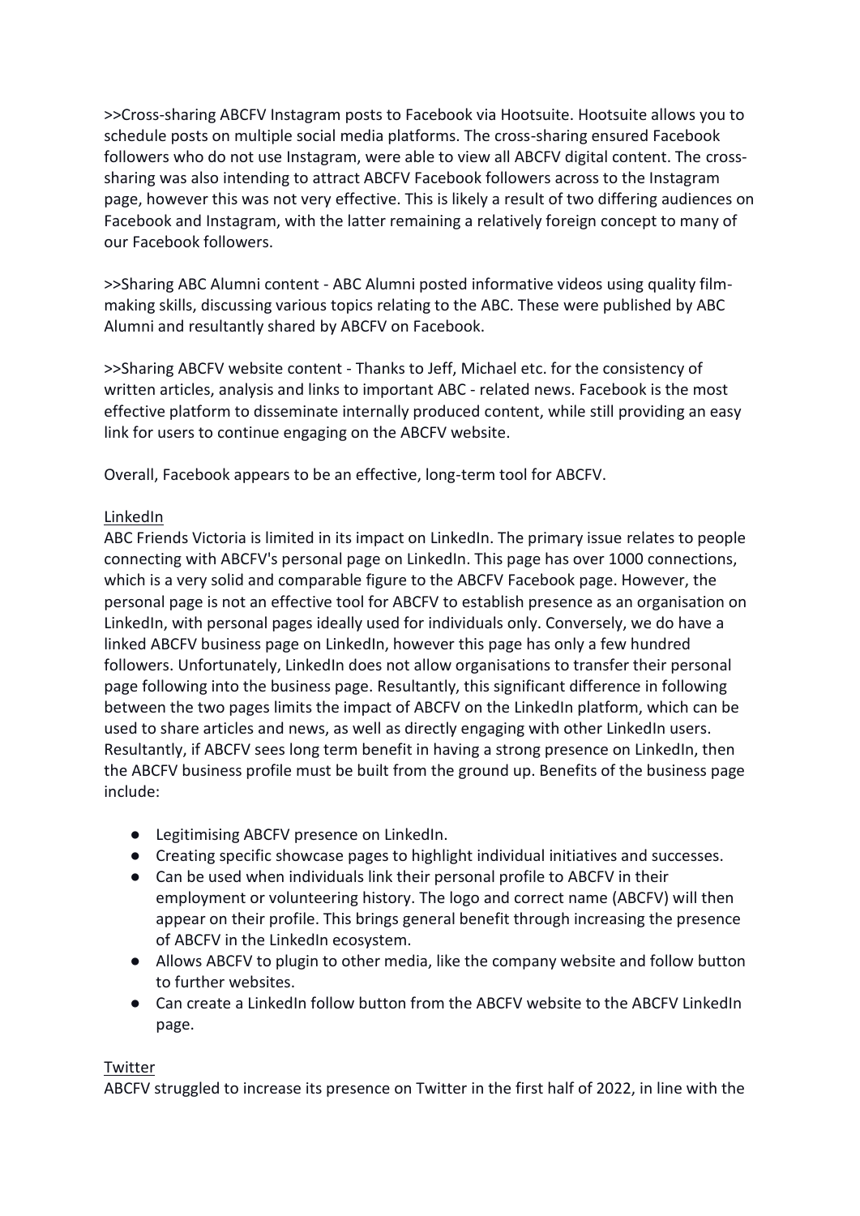>>Cross-sharing ABCFV Instagram posts to Facebook via Hootsuite. Hootsuite allows you to schedule posts on multiple social media platforms. The cross-sharing ensured Facebook followers who do not use Instagram, were able to view all ABCFV digital content. The cross-sharing was also intending to attract ABCFV Facebook followers across to the Instagram page, however this was not very effective. This is likely a result of two differing audiences on Facebook and Instagram, with the latter remaining a relatively foreign concept to many of our Facebook followers.

>>Sharing ABC Alumni content - ABC Alumni posted informative videos using quality film-making skills, discussing various topics relating to the ABC. These were published by ABC Alumni and resultantly shared by ABCFV on Facebook.

>>Sharing ABCFV website content - Thanks to Jeff, Michael etc. for the consistency of written articles, analysis and links to important ABC - related news. Facebook is the most effective platform to disseminate internally produced content, while still providing an easy link for users to continue engaging on the ABCFV website.

Overall, Facebook appears to be an effective, long-term tool for ABCFV.

<u>LinkedIn</u>

ABC Friends Victoria is limited in its impact on LinkedIn. The primary issue relates to people connecting with ABCFV's personal page on LinkedIn. This page has over 1000 connections, which is a very solid and comparable figure to the ABCFV Facebook page. However, the personal page is not an effective tool for ABCFV to establish presence as an organisation on LinkedIn, with personal pages ideally used for individuals only. Conversely, we do have a linked ABCFV business page on LinkedIn, however this page has only a few hundred followers. Unfortunately, LinkedIn does not allow organisations to transfer their personal page following into the business page. Resultantly, this significant difference in following between the two pages limits the impact of ABCFV on the LinkedIn platform, which can be used to share articles and news, as well as directly engaging with other LinkedIn users. Resultantly, if ABCFV sees long term benefit in having a strong presence on LinkedIn, then the ABCFV business profile must be built from the ground up. Benefits of the business page include:

- Legitimising ABCFV presence on LinkedIn.
- Creating specific showcase pages to highlight individual initiatives and successes.
- Can be used when individuals link their personal profile to ABCFV in their employment or volunteering history. The logo and correct name (ABCFV) will then appear on their profile. This brings general benefit through increasing the presence of ABCFV in the LinkedIn ecosystem.
- Allows ABCFV to plugin to other media, like the company website and follow button to further websites.
- Can create a LinkedIn follow button from the ABCFV website to the ABCFV LinkedIn page.

<u>Twitter</u>

ABCFV struggled to increase its presence on Twitter in the first half of 2022, in line with the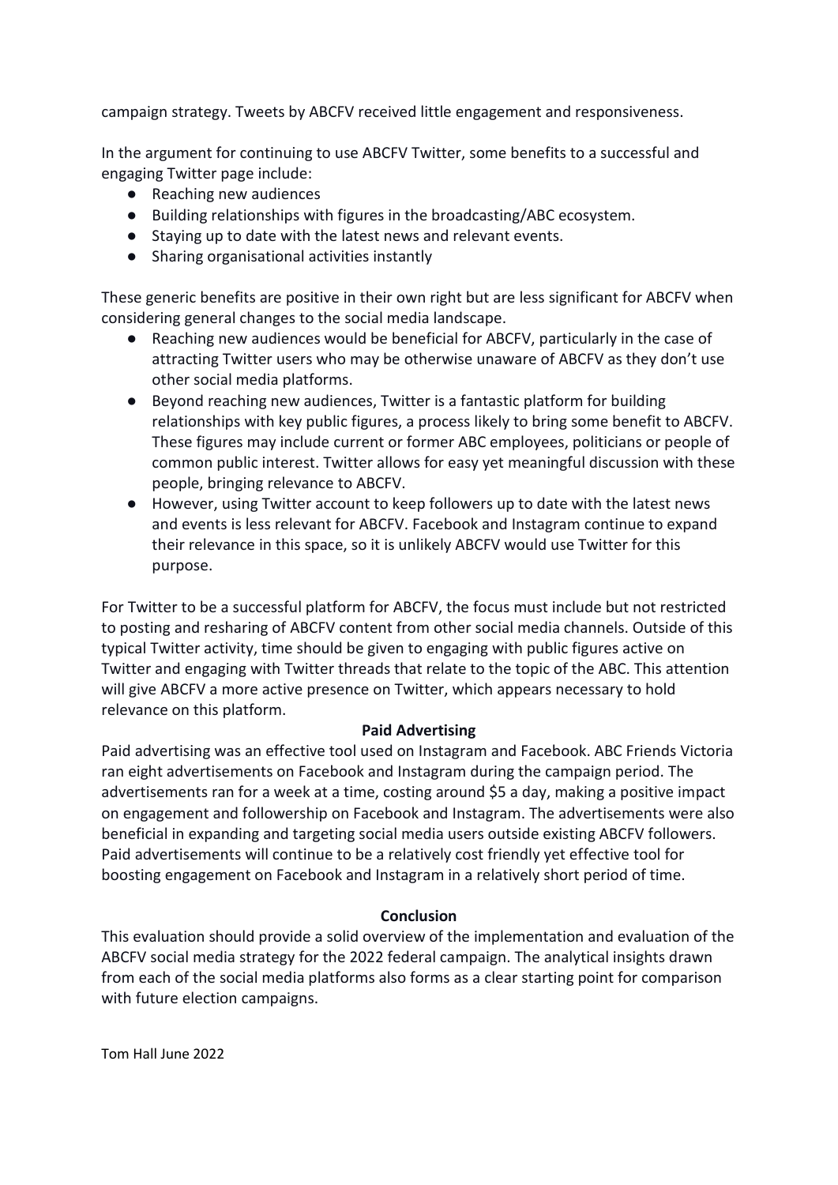campaign strategy. Tweets by ABCFV received little engagement and responsiveness.

In the argument for continuing to use ABCFV Twitter, some benefits to a successful and engaging Twitter page include:

- Reaching new audiences
- Building relationships with figures in the broadcasting/ABC ecosystem.
- Staying up to date with the latest news and relevant events.
- Sharing organisational activities instantly

These generic benefits are positive in their own right but are less significant for ABCFV when considering general changes to the social media landscape.

- Reaching new audiences would be beneficial for ABCFV, particularly in the case of attracting Twitter users who may be otherwise unaware of ABCFV as they don't use other social media platforms.
- Beyond reaching new audiences, Twitter is a fantastic platform for building relationships with key public figures, a process likely to bring some benefit to ABCFV. These figures may include current or former ABC employees, politicians or people of common public interest. Twitter allows for easy yet meaningful discussion with these people, bringing relevance to ABCFV.
- However, using Twitter account to keep followers up to date with the latest news and events is less relevant for ABCFV. Facebook and Instagram continue to expand their relevance in this space, so it is unlikely ABCFV would use Twitter for this purpose.

For Twitter to be a successful platform for ABCFV, the focus must include but not restricted to posting and resharing of ABCFV content from other social media channels. Outside of this typical Twitter activity, time should be given to engaging with public figures active on Twitter and engaging with Twitter threads that relate to the topic of the ABC. This attention will give ABCFV a more active presence on Twitter, which appears necessary to hold relevance on this platform.

**Paid Advertising**

Paid advertising was an effective tool used on Instagram and Facebook. ABC Friends Victoria ran eight advertisements on Facebook and Instagram during the campaign period. The advertisements ran for a week at a time, costing around $5 a day, making a positive impact on engagement and followership on Facebook and Instagram. The advertisements were also beneficial in expanding and targeting social media users outside existing ABCFV followers. Paid advertisements will continue to be a relatively cost friendly yet effective tool for boosting engagement on Facebook and Instagram in a relatively short period of time.

**Conclusion**

This evaluation should provide a solid overview of the implementation and evaluation of the ABCFV social media strategy for the 2022 federal campaign. The analytical insights drawn from each of the social media platforms also forms as a clear starting point for comparison with future election campaigns.

Tom Hall June 2022